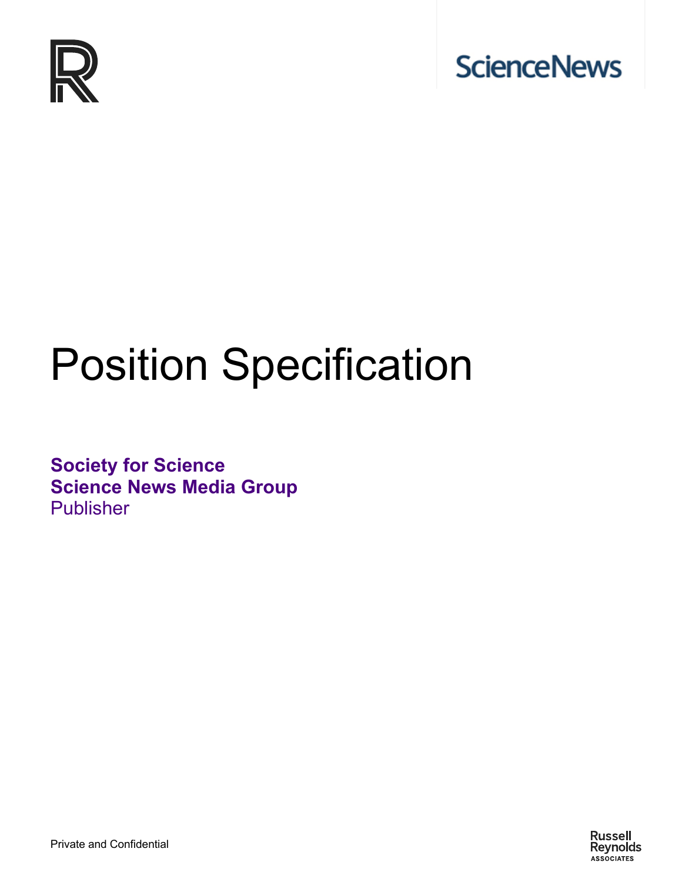# Position Specification

**Society for Science**
**Science News Media Group**
Publisher

Private and Confidential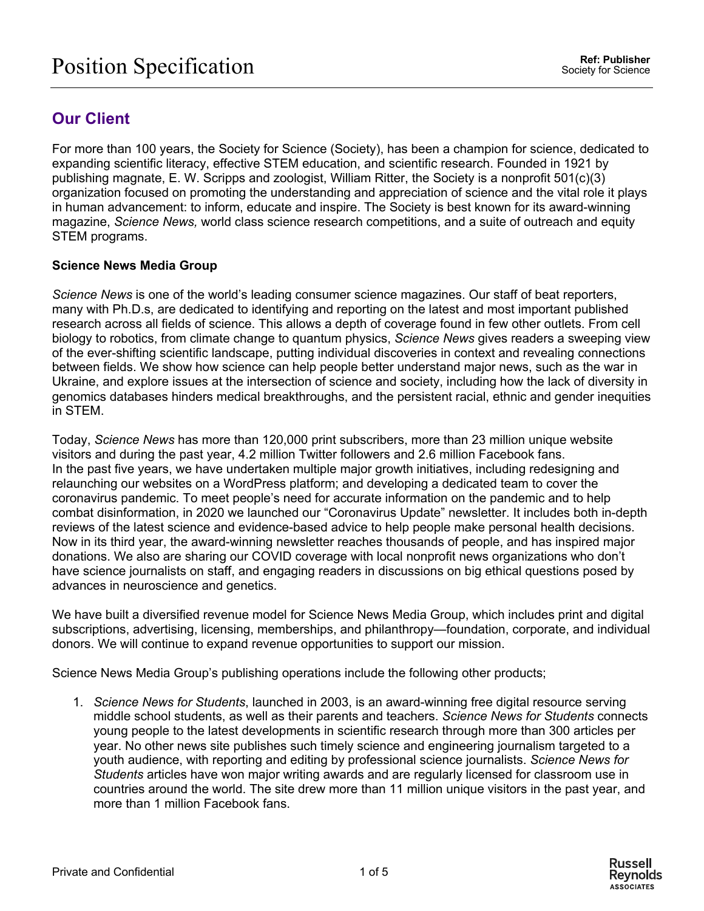## Our Client

For more than 100 years, the Society for Science (Society), has been a champion for science, dedicated to expanding scientific literacy, effective STEM education, and scientific research. Founded in 1921 by publishing magnate, E. W. Scripps and zoologist, William Ritter, the Society is a nonprofit 501(c)(3) organization focused on promoting the understanding and appreciation of science and the vital role it plays in human advancement: to inform, educate and inspire. The Society is best known for its award-winning magazine, *Science News,* world class science research competitions, and a suite of outreach and equity STEM programs.

**Science News Media Group**

*Science News* is one of the world's leading consumer science magazines. Our staff of beat reporters, many with Ph.D.s, are dedicated to identifying and reporting on the latest and most important published research across all fields of science. This allows a depth of coverage found in few other outlets. From cell biology to robotics, from climate change to quantum physics, *Science News* gives readers a sweeping view of the ever-shifting scientific landscape, putting individual discoveries in context and revealing connections between fields. We show how science can help people better understand major news, such as the war in Ukraine, and explore issues at the intersection of science and society, including how the lack of diversity in genomics databases hinders medical breakthroughs, and the persistent racial, ethnic and gender inequities in STEM.

Today, *Science News* has more than 120,000 print subscribers, more than 23 million unique website visitors and during the past year, 4.2 million Twitter followers and 2.6 million Facebook fans. In the past five years, we have undertaken multiple major growth initiatives, including redesigning and relaunching our websites on a WordPress platform; and developing a dedicated team to cover the coronavirus pandemic. To meet people's need for accurate information on the pandemic and to help combat disinformation, in 2020 we launched our "Coronavirus Update" newsletter. It includes both in-depth reviews of the latest science and evidence-based advice to help people make personal health decisions. Now in its third year, the award-winning newsletter reaches thousands of people, and has inspired major donations. We also are sharing our COVID coverage with local nonprofit news organizations who don't have science journalists on staff, and engaging readers in discussions on big ethical questions posed by advances in neuroscience and genetics.

We have built a diversified revenue model for Science News Media Group, which includes print and digital subscriptions, advertising, licensing, memberships, and philanthropy—foundation, corporate, and individual donors. We will continue to expand revenue opportunities to support our mission.

Science News Media Group's publishing operations include the following other products;

1. *Science News for Students*, launched in 2003, is an award-winning free digital resource serving middle school students, as well as their parents and teachers. *Science News for Students* connects young people to the latest developments in scientific research through more than 300 articles per year. No other news site publishes such timely science and engineering journalism targeted to a youth audience, with reporting and editing by professional science journalists. *Science News for Students* articles have won major writing awards and are regularly licensed for classroom use in countries around the world. The site drew more than 11 million unique visitors in the past year, and more than 1 million Facebook fans.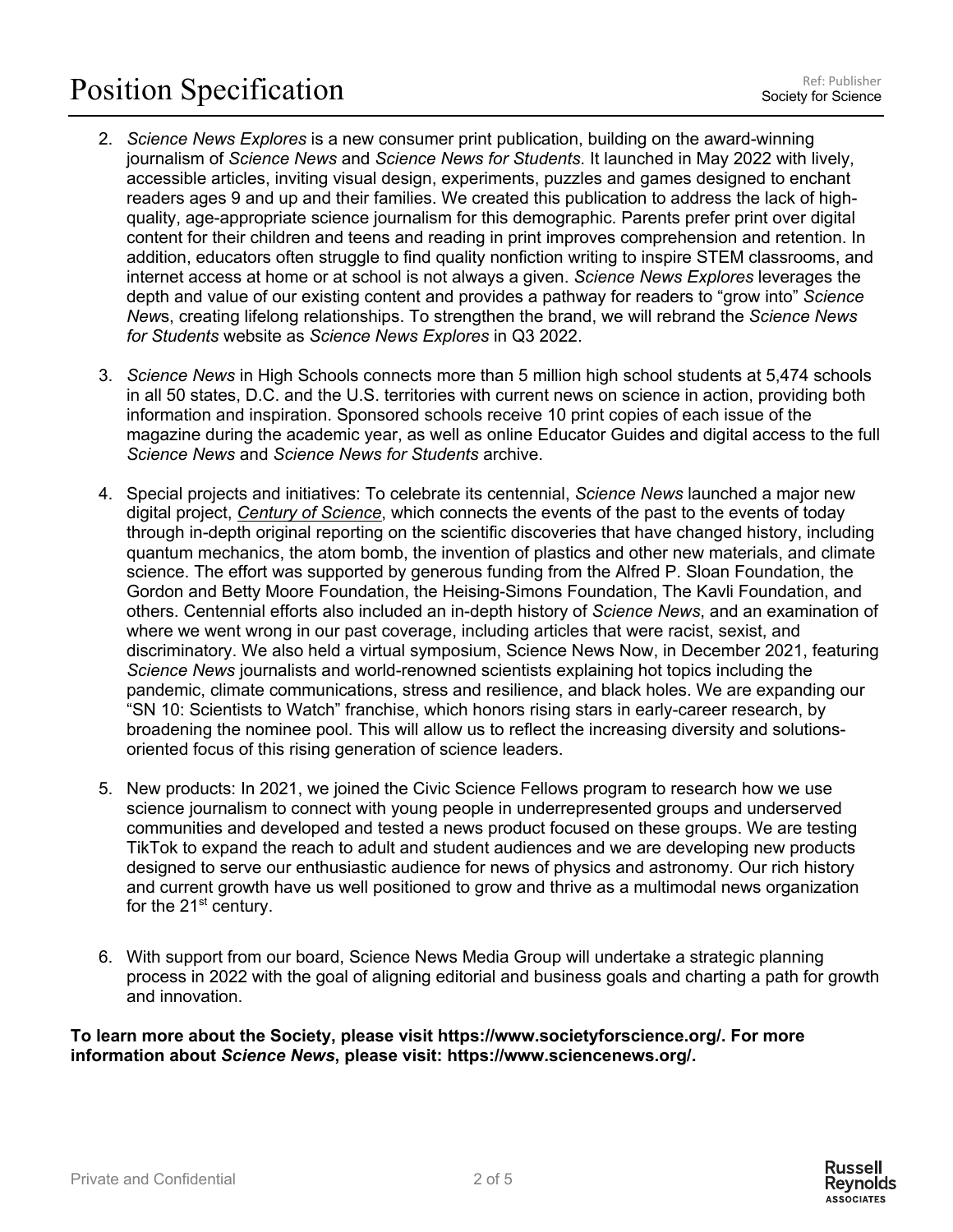2. *Science News Explores* is a new consumer print publication, building on the award-winning journalism of *Science News* and *Science News for Students*. It launched in May 2022 with lively, accessible articles, inviting visual design, experiments, puzzles and games designed to enchant readers ages 9 and up and their families. We created this publication to address the lack of high-quality, age-appropriate science journalism for this demographic. Parents prefer print over digital content for their children and teens and reading in print improves comprehension and retention. In addition, educators often struggle to find quality nonfiction writing to inspire STEM classrooms, and internet access at home or at school is not always a given. *Science News Explores* leverages the depth and value of our existing content and provides a pathway for readers to "grow into" *Science News*, creating lifelong relationships. To strengthen the brand, we will rebrand the *Science News for Students* website as *Science News Explores* in Q3 2022.

3. *Science News* in High Schools connects more than 5 million high school students at 5,474 schools in all 50 states, D.C. and the U.S. territories with current news on science in action, providing both information and inspiration. Sponsored schools receive 10 print copies of each issue of the magazine during the academic year, as well as online Educator Guides and digital access to the full *Science News* and *Science News for Students* archive.

4. Special projects and initiatives: To celebrate its centennial, *Science News* launched a major new digital project, *Century of Science*, which connects the events of the past to the events of today through in-depth original reporting on the scientific discoveries that have changed history, including quantum mechanics, the atom bomb, the invention of plastics and other new materials, and climate science. The effort was supported by generous funding from the Alfred P. Sloan Foundation, the Gordon and Betty Moore Foundation, the Heising-Simons Foundation, The Kavli Foundation, and others. Centennial efforts also included an in-depth history of *Science News*, and an examination of where we went wrong in our past coverage, including articles that were racist, sexist, and discriminatory. We also held a virtual symposium, Science News Now, in December 2021, featuring *Science News* journalists and world-renowned scientists explaining hot topics including the pandemic, climate communications, stress and resilience, and black holes. We are expanding our "SN 10: Scientists to Watch" franchise, which honors rising stars in early-career research, by broadening the nominee pool. This will allow us to reflect the increasing diversity and solutions-oriented focus of this rising generation of science leaders.

5. New products: In 2021, we joined the Civic Science Fellows program to research how we use science journalism to connect with young people in underrepresented groups and underserved communities and developed and tested a news product focused on these groups. We are testing TikTok to expand the reach to adult and student audiences and we are developing new products designed to serve our enthusiastic audience for news of physics and astronomy. Our rich history and current growth have us well positioned to grow and thrive as a multimodal news organization for the 21st century.

6. With support from our board, Science News Media Group will undertake a strategic planning process in 2022 with the goal of aligning editorial and business goals and charting a path for growth and innovation.

**To learn more about the Society, please visit https://www.societyforscience.org/. For more information about *Science News*, please visit: https://www.sciencenews.org/.**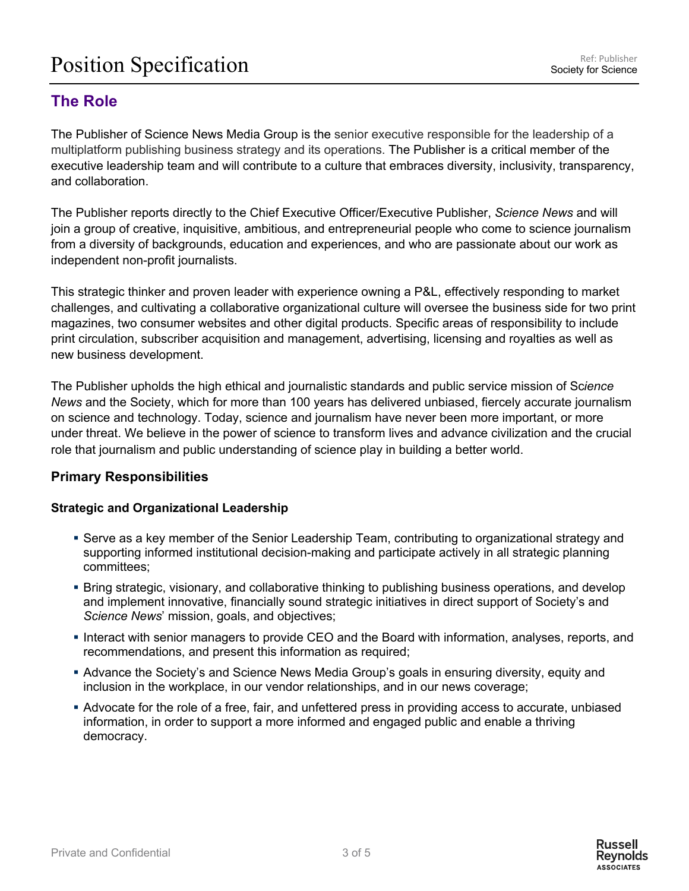## The Role

The Publisher of Science News Media Group is the senior executive responsible for the leadership of a multiplatform publishing business strategy and its operations. The Publisher is a critical member of the executive leadership team and will contribute to a culture that embraces diversity, inclusivity, transparency, and collaboration.

The Publisher reports directly to the Chief Executive Officer/Executive Publisher, *Science News* and will join a group of creative, inquisitive, ambitious, and entrepreneurial people who come to science journalism from a diversity of backgrounds, education and experiences, and who are passionate about our work as independent non-profit journalists.

This strategic thinker and proven leader with experience owning a P&L, effectively responding to market challenges, and cultivating a collaborative organizational culture will oversee the business side for two print magazines, two consumer websites and other digital products. Specific areas of responsibility to include print circulation, subscriber acquisition and management, advertising, licensing and royalties as well as new business development.

The Publisher upholds the high ethical and journalistic standards and public service mission of S*cience News* and the Society, which for more than 100 years has delivered unbiased, fiercely accurate journalism on science and technology. Today, science and journalism have never been more important, or more under threat. We believe in the power of science to transform lives and advance civilization and the crucial role that journalism and public understanding of science play in building a better world.

### Primary Responsibilities

#### Strategic and Organizational Leadership

- Serve as a key member of the Senior Leadership Team, contributing to organizational strategy and supporting informed institutional decision-making and participate actively in all strategic planning committees;
- Bring strategic, visionary, and collaborative thinking to publishing business operations, and develop and implement innovative, financially sound strategic initiatives in direct support of Society's and *Science News*' mission, goals, and objectives;
- Interact with senior managers to provide CEO and the Board with information, analyses, reports, and recommendations, and present this information as required;
- Advance the Society's and Science News Media Group's goals in ensuring diversity, equity and inclusion in the workplace, in our vendor relationships, and in our news coverage;
- Advocate for the role of a free, fair, and unfettered press in providing access to accurate, unbiased information, in order to support a more informed and engaged public and enable a thriving democracy.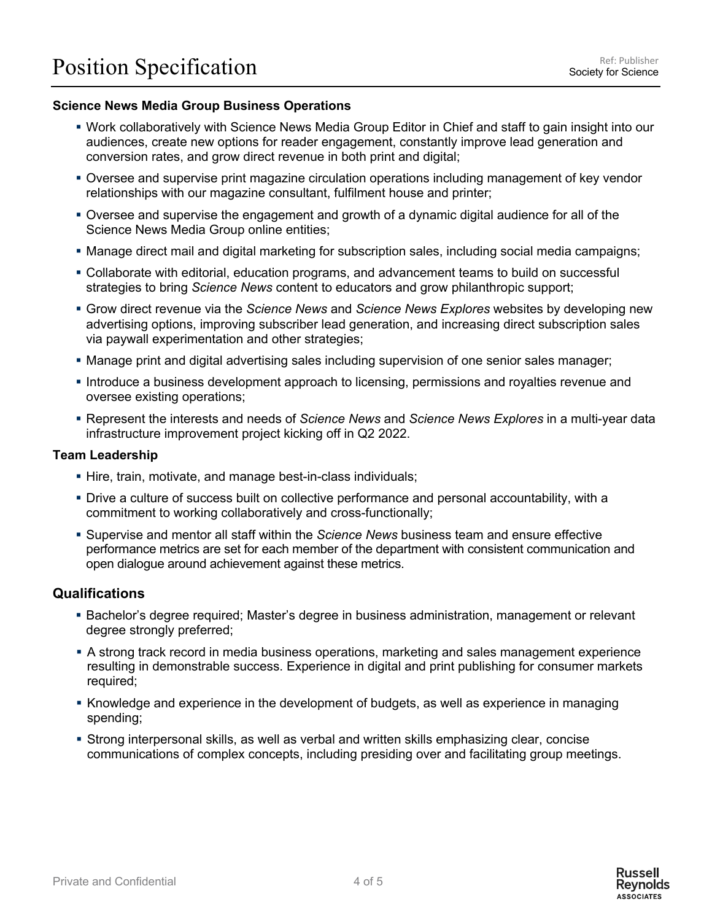**Science News Media Group Business Operations**

- Work collaboratively with Science News Media Group Editor in Chief and staff to gain insight into our audiences, create new options for reader engagement, constantly improve lead generation and conversion rates, and grow direct revenue in both print and digital;
- Oversee and supervise print magazine circulation operations including management of key vendor relationships with our magazine consultant, fulfilment house and printer;
- Oversee and supervise the engagement and growth of a dynamic digital audience for all of the Science News Media Group online entities;
- Manage direct mail and digital marketing for subscription sales, including social media campaigns;
- Collaborate with editorial, education programs, and advancement teams to build on successful strategies to bring *Science News* content to educators and grow philanthropic support;
- Grow direct revenue via the *Science News* and *Science News Explores* websites by developing new advertising options, improving subscriber lead generation, and increasing direct subscription sales via paywall experimentation and other strategies;
- Manage print and digital advertising sales including supervision of one senior sales manager;
- Introduce a business development approach to licensing, permissions and royalties revenue and oversee existing operations;
- Represent the interests and needs of *Science News* and *Science News Explores* in a multi-year data infrastructure improvement project kicking off in Q2 2022.

**Team Leadership**

- Hire, train, motivate, and manage best-in-class individuals;
- Drive a culture of success built on collective performance and personal accountability, with a commitment to working collaboratively and cross-functionally;
- Supervise and mentor all staff within the *Science News* business team and ensure effective performance metrics are set for each member of the department with consistent communication and open dialogue around achievement against these metrics.

## Qualifications

- Bachelor's degree required; Master's degree in business administration, management or relevant degree strongly preferred;
- A strong track record in media business operations, marketing and sales management experience resulting in demonstrable success. Experience in digital and print publishing for consumer markets required;
- Knowledge and experience in the development of budgets, as well as experience in managing spending;
- Strong interpersonal skills, as well as verbal and written skills emphasizing clear, concise communications of complex concepts, including presiding over and facilitating group meetings.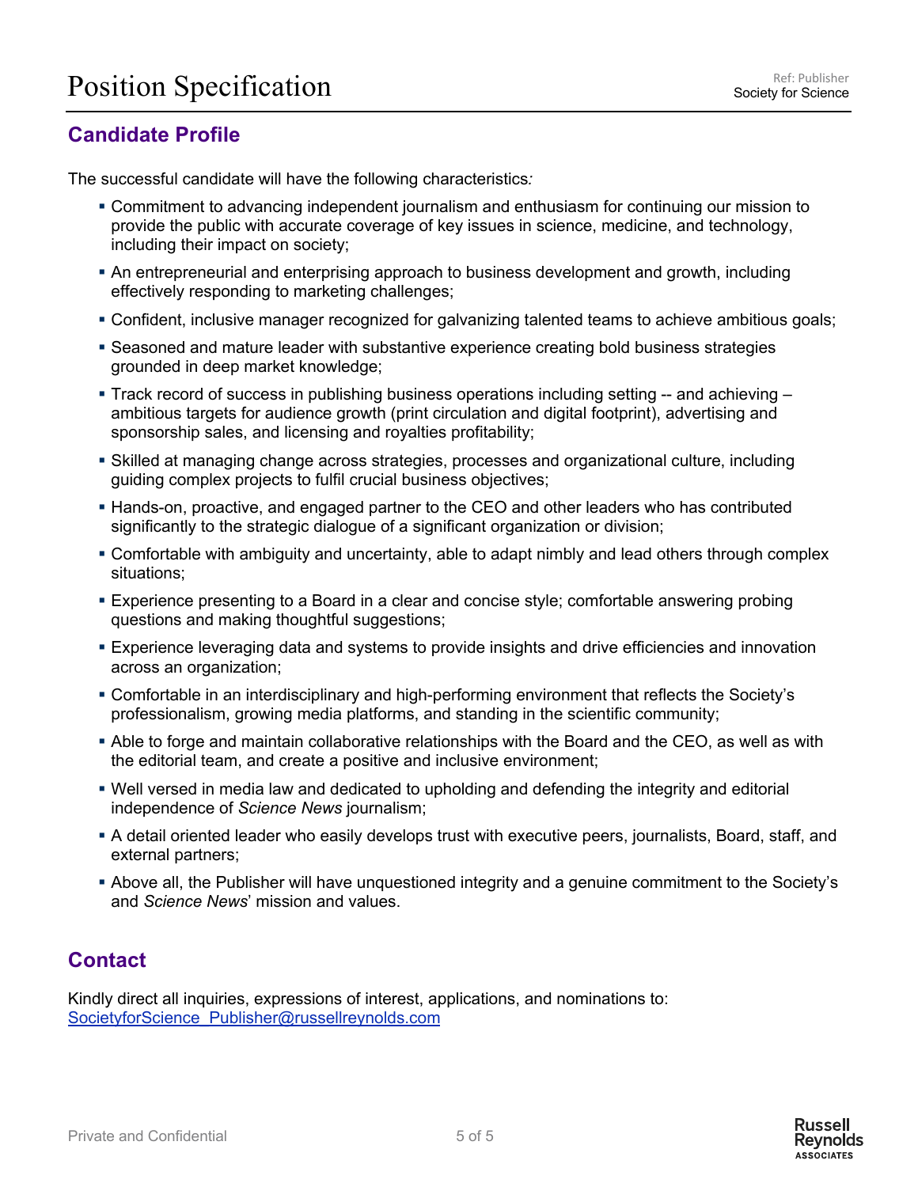## Candidate Profile

The successful candidate will have the following characteristics*:*

- Commitment to advancing independent journalism and enthusiasm for continuing our mission to provide the public with accurate coverage of key issues in science, medicine, and technology, including their impact on society;
- An entrepreneurial and enterprising approach to business development and growth, including effectively responding to marketing challenges;
- Confident, inclusive manager recognized for galvanizing talented teams to achieve ambitious goals;
- Seasoned and mature leader with substantive experience creating bold business strategies grounded in deep market knowledge;
- Track record of success in publishing business operations including setting -- and achieving – ambitious targets for audience growth (print circulation and digital footprint), advertising and sponsorship sales, and licensing and royalties profitability;
- Skilled at managing change across strategies, processes and organizational culture, including guiding complex projects to fulfil crucial business objectives;
- Hands-on, proactive, and engaged partner to the CEO and other leaders who has contributed significantly to the strategic dialogue of a significant organization or division;
- Comfortable with ambiguity and uncertainty, able to adapt nimbly and lead others through complex situations;
- Experience presenting to a Board in a clear and concise style; comfortable answering probing questions and making thoughtful suggestions;
- Experience leveraging data and systems to provide insights and drive efficiencies and innovation across an organization;
- Comfortable in an interdisciplinary and high-performing environment that reflects the Society's professionalism, growing media platforms, and standing in the scientific community;
- Able to forge and maintain collaborative relationships with the Board and the CEO, as well as with the editorial team, and create a positive and inclusive environment;
- Well versed in media law and dedicated to upholding and defending the integrity and editorial independence of *Science News* journalism;
- A detail oriented leader who easily develops trust with executive peers, journalists, Board, staff, and external partners;
- Above all, the Publisher will have unquestioned integrity and a genuine commitment to the Society's and *Science News*' mission and values.

## Contact

Kindly direct all inquiries, expressions of interest, applications, and nominations to:
SocietyforScience_Publisher@russellreynolds.com